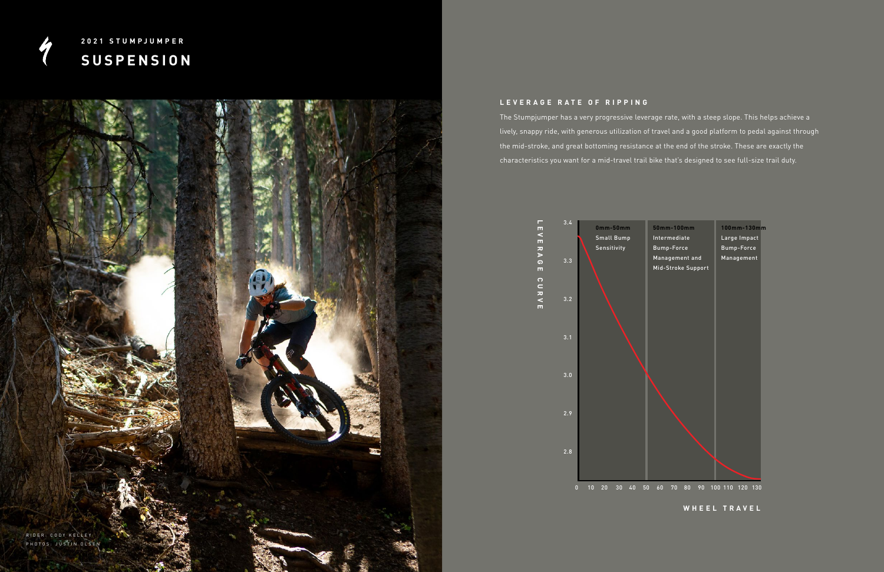## 2021 STUMPJUMPER

# SUSPENSION

RIDER: CODY KELLEY
PHOTOS: JUSTIN OLSEN

### LEVERAGE RATE OF RIPPING

The Stumpjumper has a very progressive leverage rate, with a steep slope. This helps achieve a lively, snappy ride, with generous utilization of travel and a good platform to pedal against through the mid-stroke, and great bottoming resistance at the end of the stroke. These are exactly the characteristics you want for a mid-travel trail bike that's designed to see full-size trail duty.

LEVERAGE CURVE

| 0mm-50mm | 50mm-100mm | 100mm-130mm |
| --- | --- | --- |
| Small Bump Sensitivity | Intermediate Bump-Force Management and Mid-Stroke Support | Large Impact Bump-Force Management |

WHEEL TRAVEL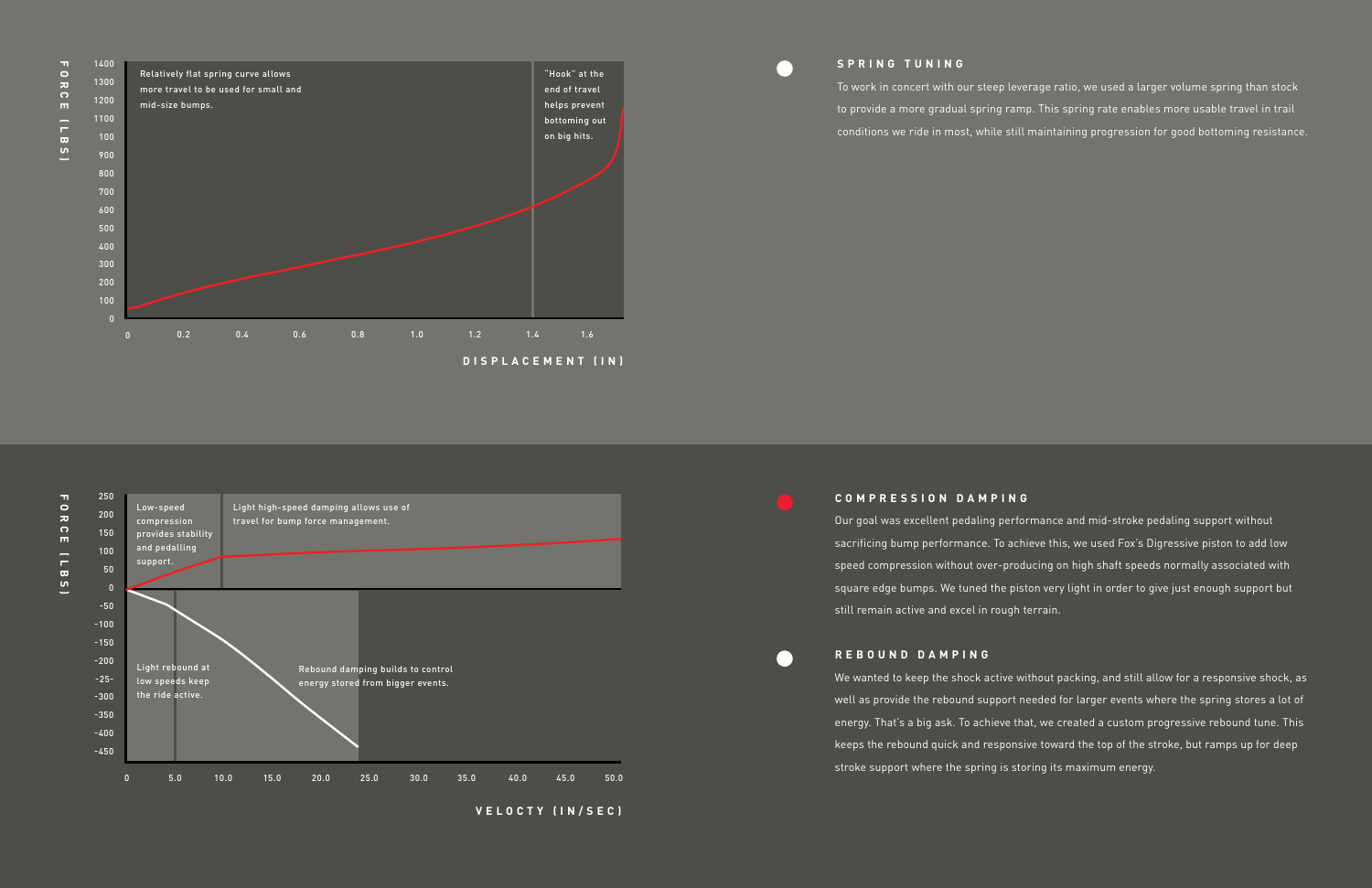FORCE (LBS)

1400
1300
1200
1100
100
900
800
700
600
500
400
300
200
100
0

Relatively flat spring curve allows more travel to be used for small and mid-size bumps.

"Hook" at the end of travel helps prevent bottoming out on big hits.

0 0.2 0.4 0.6 0.8 1.0 1.2 1.4 1.6

DISPLACEMENT (IN)

## SPRING TUNING

To work in concert with our steep leverage ratio, we used a larger volume spring than stock to provide a more gradual spring ramp. This spring rate enables more usable travel in trail conditions we ride in most, while still maintaining progression for good bottoming resistance.

FORCE (LBS)

250
200
150
100
50
0
-50
-100
-150
-200
-25-
-300
-350
-400
-450

Low-speed compression provides stability and pedalling support.

Light high-speed damping allows use of travel for bump force management.

Light rebound at low speeds keep the ride active.

Rebound damping builds to control energy stored from bigger events.

0 5.0 10.0 15.0 20.0 25.0 30.0 35.0 40.0 45.0 50.0

VELOCTY (IN/SEC)

## COMPRESSION DAMPING

Our goal was excellent pedaling performance and mid-stroke pedaling support without sacrificing bump performance. To achieve this, we used Fox's Digressive piston to add low speed compression without over-producing on high shaft speeds normally associated with square edge bumps. We tuned the piston very light in order to give just enough support but still remain active and excel in rough terrain.

## REBOUND DAMPING

We wanted to keep the shock active without packing, and still allow for a responsive shock, as well as provide the rebound support needed for larger events where the spring stores a lot of energy. That's a big ask. To achieve that, we created a custom progressive rebound tune. This keeps the rebound quick and responsive toward the top of the stroke, but ramps up for deep stroke support where the spring is storing its maximum energy.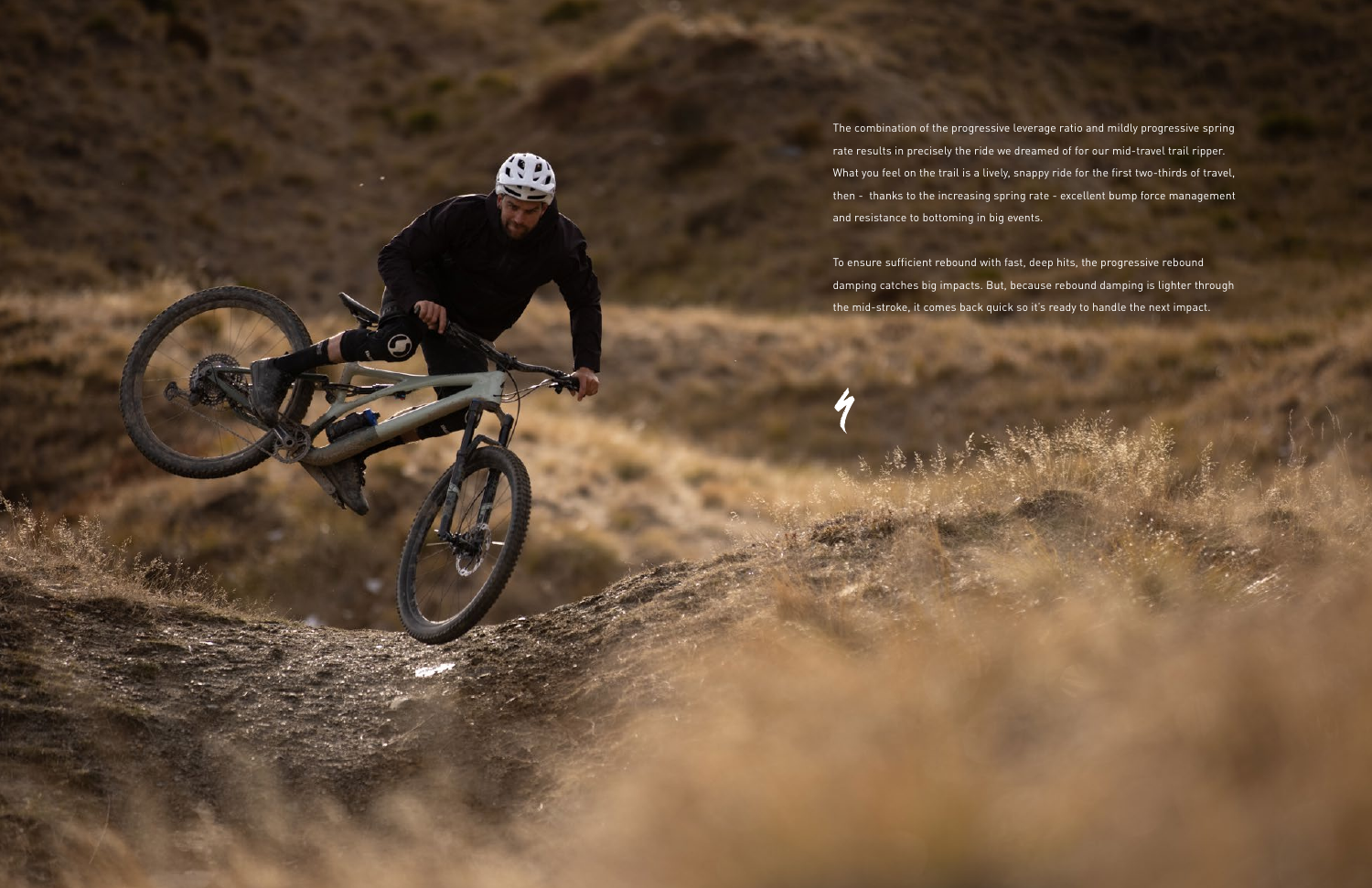The combination of the progressive leverage ratio and mildly progressive spring rate results in precisely the ride we dreamed of for our mid-travel trail ripper. What you feel on the trail is a lively, snappy ride for the first two-thirds of travel, then - thanks to the increasing spring rate - excellent bump force management and resistance to bottoming in big events.

To ensure sufficient rebound with fast, deep hits, the progressive rebound damping catches big impacts. But, because rebound damping is lighter through the mid-stroke, it comes back quick so it's ready to handle the next impact.